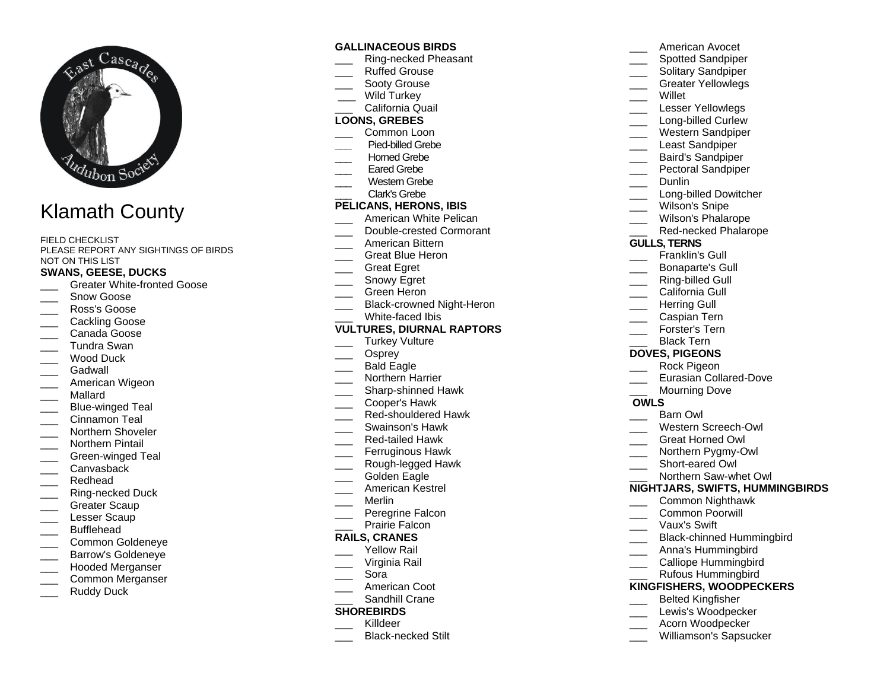# Klamath County

FIELD CHECKLIST
PLEASE REPORT ANY SIGHTINGS OF BIRDS NOT ON THIS LIST

### SWANS, GEESE, DUCKS

- ___ Greater White-fronted Goose
- ___ Snow Goose
- ___ Ross's Goose
- ___ Cackling Goose
- ___ Canada Goose
- ___ Tundra Swan
- ___ Wood Duck
- ___ Gadwall
- ___ American Wigeon
- ___ Mallard
- ___ Blue-winged Teal
- ___ Cinnamon Teal
- ___ Northern Shoveler
- ___ Northern Pintail
- ___ Green-winged Teal
- ___ Canvasback
- ___ Redhead
- ___ Ring-necked Duck
- ___ Greater Scaup
- ___ Lesser Scaup
- ___ Bufflehead
- ___ Common Goldeneye
- ___ Barrow's Goldeneye
- ___ Hooded Merganser
- ___ Common Merganser
- ___ Ruddy Duck

### GALLINACEOUS BIRDS

- ___ Ring-necked Pheasant
- ___ Ruffed Grouse
- ___ Sooty Grouse
- ___ Wild Turkey
- ___ California Quail

### LOONS, GREBES

- ___ Common Loon
- ___ Pied-billed Grebe
- ___ Horned Grebe
- ___ Eared Grebe
- ___ Western Grebe
- ___ Clark's Grebe

### PELICANS, HERONS, IBIS

- ___ American White Pelican
- ___ Double-crested Cormorant
- ___ American Bittern
- ___ Great Blue Heron
- ___ Great Egret
- ___ Snowy Egret
- ___ Green Heron
- ___ Black-crowned Night-Heron
- ___ White-faced Ibis

### VULTURES, DIURNAL RAPTORS

- ___ Turkey Vulture
- ___ Osprey
- ___ Bald Eagle
- ___ Northern Harrier
- ___ Sharp-shinned Hawk
- ___ Cooper's Hawk
- ___ Red-shouldered Hawk
- ___ Swainson's Hawk
- ___ Red-tailed Hawk
- ___ Ferruginous Hawk
- ___ Rough-legged Hawk
- ___ Golden Eagle
- ___ American Kestrel
- ___ Merlin
- ___ Peregrine Falcon
- ___ Prairie Falcon

### RAILS, CRANES

- ___ Yellow Rail
- ___ Virginia Rail
- ___ Sora
- ___ American Coot
- ___ Sandhill Crane

### SHOREBIRDS

- ___ Killdeer
- ___ Black-necked Stilt
- ___ American Avocet
- ___ Spotted Sandpiper
- ___ Solitary Sandpiper
- ___ Greater Yellowlegs
- ___ Willet
- ___ Lesser Yellowlegs
- ___ Long-billed Curlew
- ___ Western Sandpiper
- ___ Least Sandpiper
- ___ Baird's Sandpiper
- ___ Pectoral Sandpiper
- ___ Dunlin
- ___ Long-billed Dowitcher
- ___ Wilson's Snipe
- ___ Wilson's Phalarope
- ___ Red-necked Phalarope

### GULLS, TERNS

- ___ Franklin's Gull
- ___ Bonaparte's Gull
- ___ Ring-billed Gull
- ___ California Gull
- ___ Herring Gull
- ___ Caspian Tern
- ___ Forster's Tern
- ___ Black Tern

### DOVES, PIGEONS

- ___ Rock Pigeon
- ___ Eurasian Collared-Dove
- ___ Mourning Dove

### OWLS

- ___ Barn Owl
- ___ Western Screech-Owl
- ___ Great Horned Owl
- ___ Northern Pygmy-Owl
- ___ Short-eared Owl
- ___ Northern Saw-whet Owl

### NIGHTJARS, SWIFTS, HUMMINGBIRDS

- ___ Common Nighthawk
- ___ Common Poorwill
- ___ Vaux's Swift
- ___ Black-chinned Hummingbird
- ___ Anna's Hummingbird
- ___ Calliope Hummingbird
- ___ Rufous Hummingbird

### KINGFISHERS, WOODPECKERS

- ___ Belted Kingfisher
- ___ Lewis's Woodpecker
- ___ Acorn Woodpecker
- ___ Williamson's Sapsucker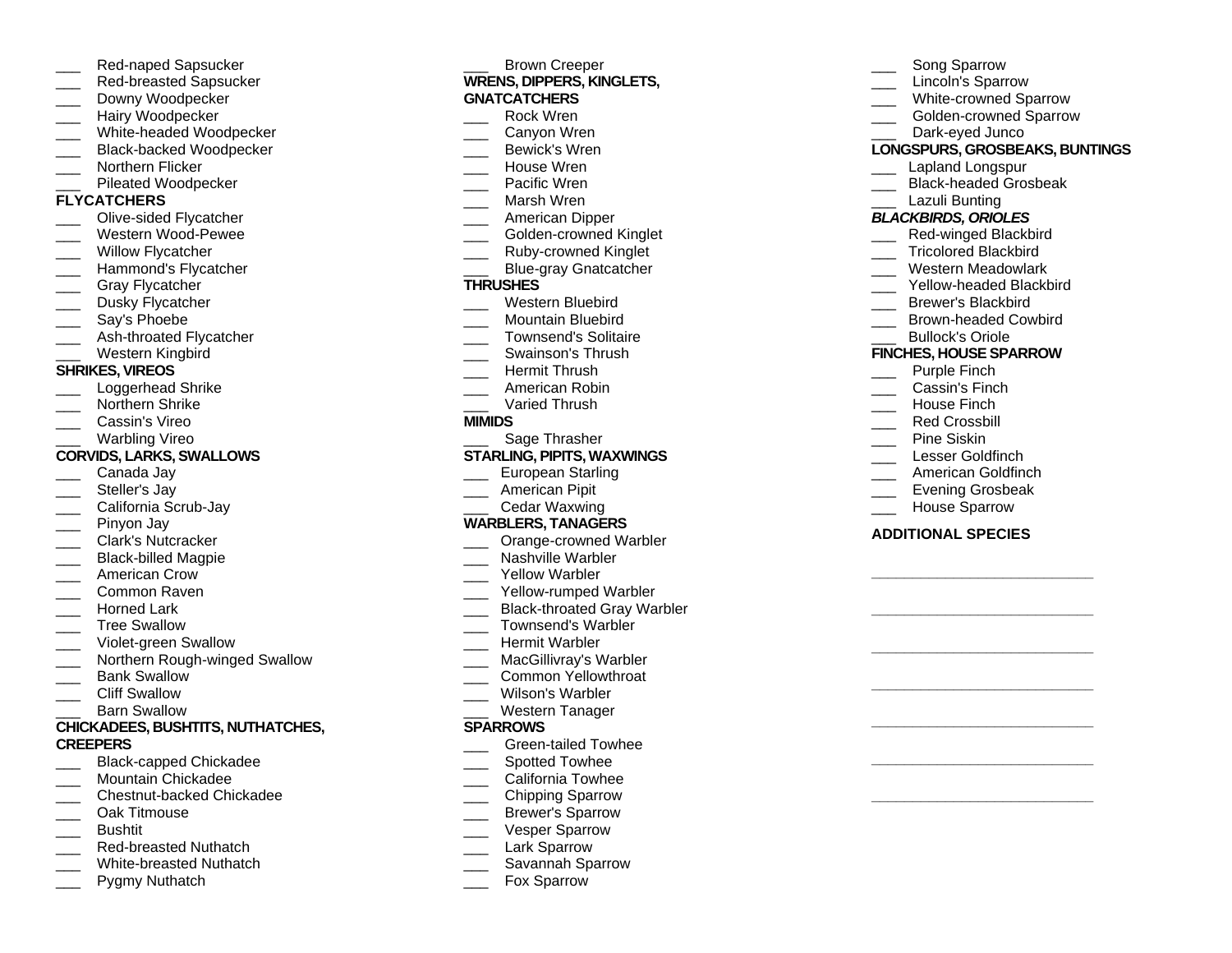___ Red-naped Sapsucker
___ Red-breasted Sapsucker
___ Downy Woodpecker
___ Hairy Woodpecker
___ White-headed Woodpecker
___ Black-backed Woodpecker
___ Northern Flicker
___ Pileated Woodpecker

**FLYCATCHERS**

___ Olive-sided Flycatcher
___ Western Wood-Pewee
___ Willow Flycatcher
___ Hammond's Flycatcher
___ Gray Flycatcher
___ Dusky Flycatcher
___ Say's Phoebe
___ Ash-throated Flycatcher
___ Western Kingbird

**SHRIKES, VIREOS**

___ Loggerhead Shrike
___ Northern Shrike
___ Cassin's Vireo
___ Warbling Vireo

**CORVIDS, LARKS, SWALLOWS**

___ Canada Jay
___ Steller's Jay
___ California Scrub-Jay
___ Pinyon Jay
___ Clark's Nutcracker
___ Black-billed Magpie
___ American Crow
___ Common Raven
___ Horned Lark
___ Tree Swallow
___ Violet-green Swallow
___ Northern Rough-winged Swallow
___ Bank Swallow
___ Cliff Swallow
___ Barn Swallow

**CHICKADEES, BUSHTITS, NUTHATCHES, CREEPERS**

___ Black-capped Chickadee
___ Mountain Chickadee
___ Chestnut-backed Chickadee
___ Oak Titmouse
___ Bushtit
___ Red-breasted Nuthatch
___ White-breasted Nuthatch
___ Pygmy Nuthatch
___ Brown Creeper

**WRENS, DIPPERS, KINGLETS, GNATCATCHERS**

___ Rock Wren
___ Canyon Wren
___ Bewick's Wren
___ House Wren
___ Pacific Wren
___ Marsh Wren
___ American Dipper
___ Golden-crowned Kinglet
___ Ruby-crowned Kinglet
___ Blue-gray Gnatcatcher

**THRUSHES**

___ Western Bluebird
___ Mountain Bluebird
___ Townsend's Solitaire
___ Swainson's Thrush
___ Hermit Thrush
___ American Robin
___ Varied Thrush

**MIMIDS**

___ Sage Thrasher

**STARLING, PIPITS, WAXWINGS**

___ European Starling
___ American Pipit
___ Cedar Waxwing

**WARBLERS, TANAGERS**

___ Orange-crowned Warbler
___ Nashville Warbler
___ Yellow Warbler
___ Yellow-rumped Warbler
___ Black-throated Gray Warbler
___ Townsend's Warbler
___ Hermit Warbler
___ MacGillivray's Warbler
___ Common Yellowthroat
___ Wilson's Warbler
___ Western Tanager

**SPARROWS**

___ Green-tailed Towhee
___ Spotted Towhee
___ California Towhee
___ Chipping Sparrow
___ Brewer's Sparrow
___ Vesper Sparrow
___ Lark Sparrow
___ Savannah Sparrow
___ Fox Sparrow
___ Song Sparrow
___ Lincoln's Sparrow
___ White-crowned Sparrow
___ Golden-crowned Sparrow
___ Dark-eyed Junco

**LONGSPURS, GROSBEAKS, BUNTINGS**

___ Lapland Longspur
___ Black-headed Grosbeak
___ Lazuli Bunting

***BLACKBIRDS, ORIOLES***

___ Red-winged Blackbird
___ Tricolored Blackbird
___ Western Meadowlark
___ Yellow-headed Blackbird
___ Brewer's Blackbird
___ Brown-headed Cowbird
___ Bullock's Oriole

**FINCHES, HOUSE SPARROW**

___ Purple Finch
___ Cassin's Finch
___ House Finch
___ Red Crossbill
___ Pine Siskin
___ Lesser Goldfinch
___ American Goldfinch
___ Evening Grosbeak
___ House Sparrow

**ADDITIONAL SPECIES**

___________________________

___________________________

___________________________

___________________________

___________________________

___________________________

___________________________